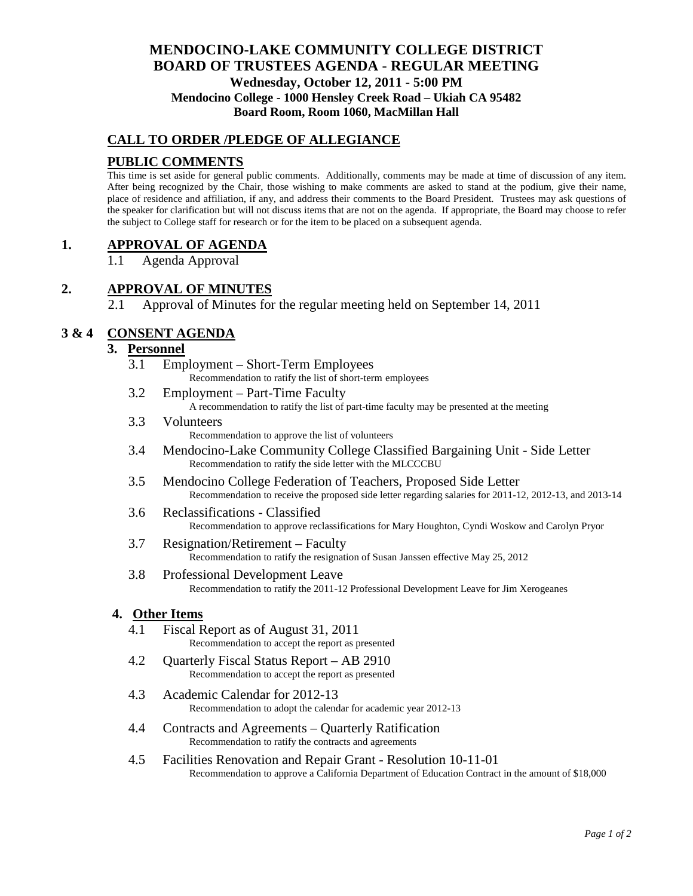# MENDOCINO-LAKE COMMUNITY COLLEGE DISTRICT
## BOARD OF TRUSTEES AGENDA - REGULAR MEETING
### Wednesday, October 12, 2011 - 5:00 PM
### Mendocino College - 1000 Hensley Creek Road – Ukiah CA 95482
### Board Room, Room 1060, MacMillan Hall

## CALL TO ORDER /PLEDGE OF ALLEGIANCE

## PUBLIC COMMENTS

This time is set aside for general public comments. Additionally, comments may be made at time of discussion of any item. After being recognized by the Chair, those wishing to make comments are asked to stand at the podium, give their name, place of residence and affiliation, if any, and address their comments to the Board President. Trustees may ask questions of the speaker for clarification but will not discuss items that are not on the agenda. If appropriate, the Board may choose to refer the subject to College staff for research or for the item to be placed on a subsequent agenda.

## 1. APPROVAL OF AGENDA

1.1 Agenda Approval

## 2. APPROVAL OF MINUTES

2.1 Approval of Minutes for the regular meeting held on September 14, 2011

## 3 & 4 CONSENT AGENDA

### 3. Personnel

3.1 Employment – Short-Term Employees
Recommendation to ratify the list of short-term employees

3.2 Employment – Part-Time Faculty
A recommendation to ratify the list of part-time faculty may be presented at the meeting

3.3 Volunteers
Recommendation to approve the list of volunteers

3.4 Mendocino-Lake Community College Classified Bargaining Unit - Side Letter
Recommendation to ratify the side letter with the MLCCCBU

3.5 Mendocino College Federation of Teachers, Proposed Side Letter
Recommendation to receive the proposed side letter regarding salaries for 2011-12, 2012-13, and 2013-14

3.6 Reclassifications - Classified
Recommendation to approve reclassifications for Mary Houghton, Cyndi Woskow and Carolyn Pryor

3.7 Resignation/Retirement – Faculty
Recommendation to ratify the resignation of Susan Janssen effective May 25, 2012

3.8 Professional Development Leave
Recommendation to ratify the 2011-12 Professional Development Leave for Jim Xerogeanes

### 4. Other Items

4.1 Fiscal Report as of August 31, 2011
Recommendation to accept the report as presented

4.2 Quarterly Fiscal Status Report – AB 2910
Recommendation to accept the report as presented

4.3 Academic Calendar for 2012-13
Recommendation to adopt the calendar for academic year 2012-13

4.4 Contracts and Agreements – Quarterly Ratification
Recommendation to ratify the contracts and agreements

4.5 Facilities Renovation and Repair Grant - Resolution 10-11-01
Recommendation to approve a California Department of Education Contract in the amount of $18,000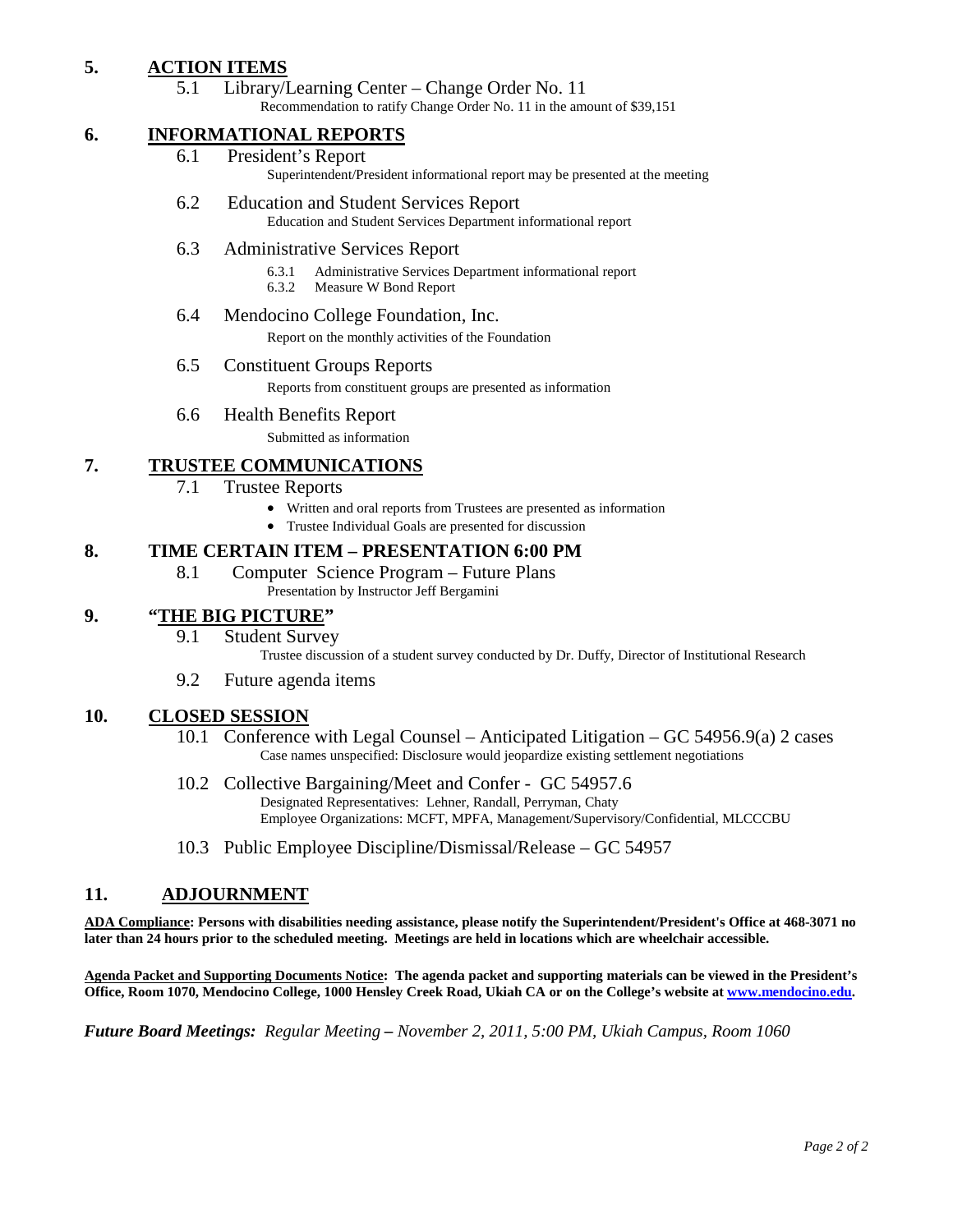## 5. ACTION ITEMS

5.1 Library/Learning Center – Change Order No. 11
Recommendation to ratify Change Order No. 11 in the amount of $39,151

## 6. INFORMATIONAL REPORTS

6.1 President's Report
Superintendent/President informational report may be presented at the meeting

6.2 Education and Student Services Report
Education and Student Services Department informational report

6.3 Administrative Services Report

6.3.1 Administrative Services Department informational report
6.3.2 Measure W Bond Report

6.4 Mendocino College Foundation, Inc.
Report on the monthly activities of the Foundation

6.5 Constituent Groups Reports
Reports from constituent groups are presented as information

6.6 Health Benefits Report
Submitted as information

## 7. TRUSTEE COMMUNICATIONS

7.1 Trustee Reports

- Written and oral reports from Trustees are presented as information
- Trustee Individual Goals are presented for discussion

## 8. TIME CERTAIN ITEM – PRESENTATION 6:00 PM

8.1 Computer Science Program – Future Plans
Presentation by Instructor Jeff Bergamini

## 9. "THE BIG PICTURE"

9.1 Student Survey
Trustee discussion of a student survey conducted by Dr. Duffy, Director of Institutional Research

9.2 Future agenda items

## 10. CLOSED SESSION

10.1 Conference with Legal Counsel – Anticipated Litigation – GC 54956.9(a) 2 cases
Case names unspecified: Disclosure would jeopardize existing settlement negotiations

10.2 Collective Bargaining/Meet and Confer - GC 54957.6
Designated Representatives: Lehner, Randall, Perryman, Chaty
Employee Organizations: MCFT, MPFA, Management/Supervisory/Confidential, MLCCCBU

10.3 Public Employee Discipline/Dismissal/Release – GC 54957

## 11. ADJOURNMENT

**ADA Compliance: Persons with disabilities needing assistance, please notify the Superintendent/President's Office at 468-3071 no later than 24 hours prior to the scheduled meeting. Meetings are held in locations which are wheelchair accessible.**

**Agenda Packet and Supporting Documents Notice: The agenda packet and supporting materials can be viewed in the President's Office, Room 1070, Mendocino College, 1000 Hensley Creek Road, Ukiah CA or on the College's website at www.mendocino.edu.**

***Future Board Meetings:*** *Regular Meeting – November 2, 2011, 5:00 PM, Ukiah Campus, Room 1060*